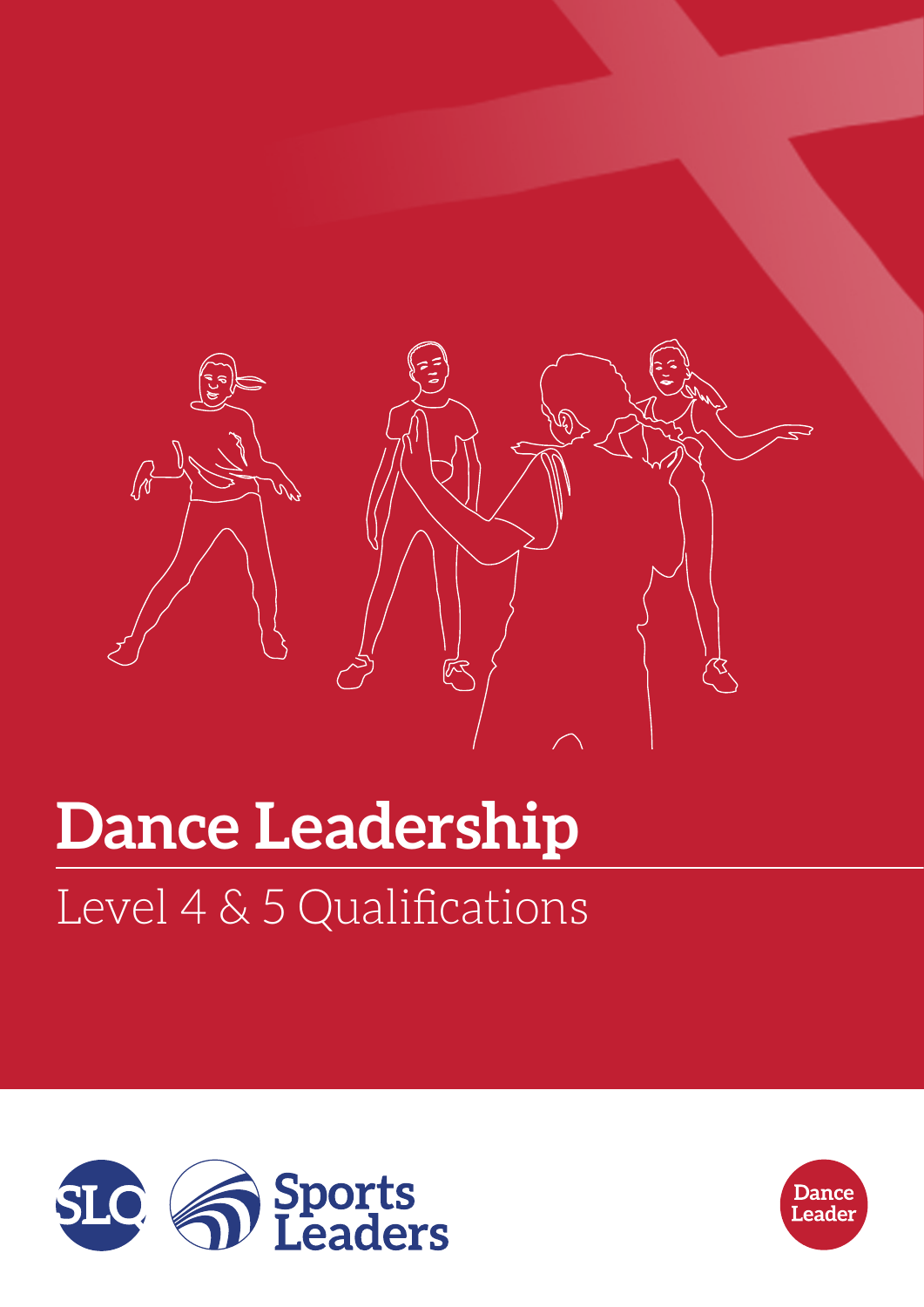# Dance Leadership

## Level 4 & 5 Qualifications

SLQ Sports Leaders

Dance Leader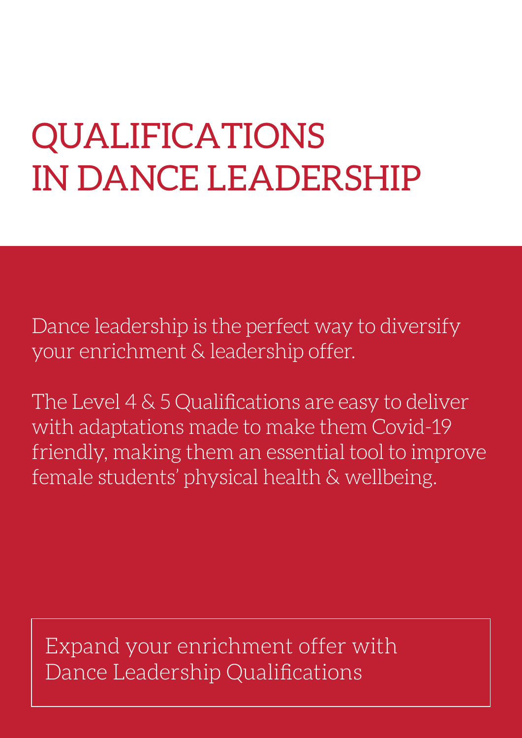# QUALIFICATIONS IN DANCE LEADERSHIP

Dance leadership is the perfect way to diversify your enrichment & leadership offer.

The Level 4 & 5 Qualifications are easy to deliver with adaptations made to make them Covid-19 friendly, making them an essential tool to improve female students' physical health & wellbeing.

Expand your enrichment offer with Dance Leadership Qualifications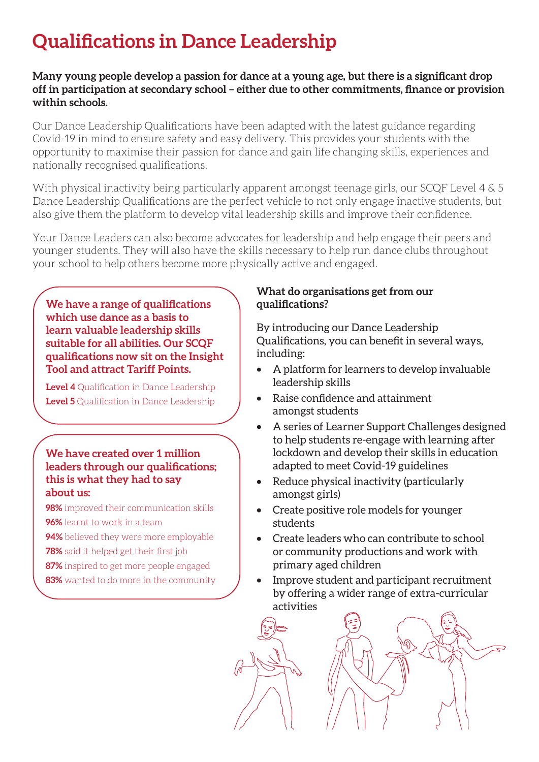# Qualifications in Dance Leadership

**Many young people develop a passion for dance at a young age, but there is a significant drop off in participation at secondary school – either due to other commitments, finance or provision within schools.**

Our Dance Leadership Qualifications have been adapted with the latest guidance regarding Covid-19 in mind to ensure safety and easy delivery. This provides your students with the opportunity to maximise their passion for dance and gain life changing skills, experiences and nationally recognised qualifications.

With physical inactivity being particularly apparent amongst teenage girls, our SCQF Level 4 & 5 Dance Leadership Qualifications are the perfect vehicle to not only engage inactive students, but also give them the platform to develop vital leadership skills and improve their confidence.

Your Dance Leaders can also become advocates for leadership and help engage their peers and younger students. They will also have the skills necessary to help run dance clubs throughout your school to help others become more physically active and engaged.

**We have a range of qualifications which use dance as a basis to learn valuable leadership skills suitable for all abilities. Our SCQF qualifications now sit on the Insight Tool and attract Tariff Points.**

**Level 4** Qualification in Dance Leadership
**Level 5** Qualification in Dance Leadership

**We have created over 1 million leaders through our qualifications; this is what they had to say about us:**

**98%** improved their communication skills
**96%** learnt to work in a team
**94%** believed they were more employable
**78%** said it helped get their first job
**87%** inspired to get more people engaged
**83%** wanted to do more in the community

### What do organisations get from our qualifications?

By introducing our Dance Leadership Qualifications, you can benefit in several ways, including:

- A platform for learners to develop invaluable leadership skills
- Raise confidence and attainment amongst students
- A series of Learner Support Challenges designed to help students re-engage with learning after lockdown and develop their skills in education adapted to meet Covid-19 guidelines
- Reduce physical inactivity (particularly amongst girls)
- Create positive role models for younger students
- Create leaders who can contribute to school or community productions and work with primary aged children
- Improve student and participant recruitment by offering a wider range of extra-curricular activities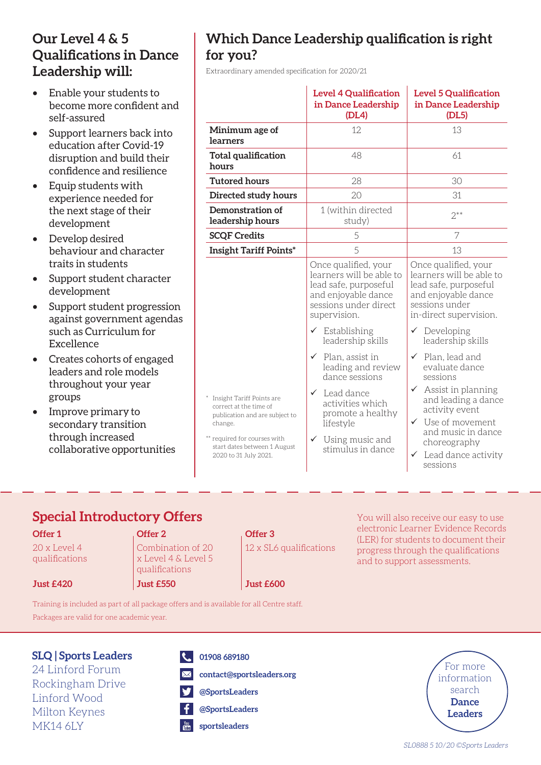## Our Level 4 & 5 Qualifications in Dance Leadership will:

- Enable your students to become more confident and self-assured
- Support learners back into education after Covid-19 disruption and build their confidence and resilience
- Equip students with experience needed for the next stage of their development
- Develop desired behaviour and character traits in students
- Support student character development
- Support student progression against government agendas such as Curriculum for Excellence
- Creates cohorts of engaged leaders and role models throughout your year groups
- Improve primary to secondary transition through increased collaborative opportunities

## Which Dance Leadership qualification is right for you?

Extraordinary amended specification for 2020/21

| | Level 4 Qualification in Dance Leadership (DL4) | Level 5 Qualification in Dance Leadership (DL5) |
|---|---|---|
| **Minimum age of learners** | 12 | 13 |
| **Total qualification hours** | 48 | 61 |
| **Tutored hours** | 28 | 30 |
| **Directed study hours** | 20 | 31 |
| **Demonstration of leadership hours** | 1 (within directed study) | 2** |
| **SCQF Credits** | 5 | 7 |
| **Insight Tariff Points*** | 5 | 13 |
| | Once qualified, your learners will be able to lead safe, purposeful and enjoyable dance sessions under direct supervision.<br>✓ Establishing leadership skills<br>✓ Plan, assist in leading and review dance sessions<br>✓ Lead dance activities which promote a healthy lifestyle<br>✓ Using music and stimulus in dance | Once qualified, your learners will be able to lead safe, purposeful and enjoyable dance sessions under in-direct supervision.<br>✓ Developing leadership skills<br>✓ Plan, lead and evaluate dance sessions<br>✓ Assist in planning and leading a dance activity event<br>✓ Use of movement and music in dance choreography<br>✓ Lead dance activity sessions |

* Insight Tariff Points are correct at the time of publication and are subject to change.

** required for courses with start dates between 1 August 2020 to 31 July 2021.

## Special Introductory Offers

**Offer 1**
20 x Level 4 qualifications
**Just £420**

**Offer 2**
Combination of 20 x Level 4 & Level 5 qualifications
**Just £550**

**Offer 3**
12 x SL6 qualifications
**Just £600**

You will also receive our easy to use electronic Learner Evidence Records (LER) for students to document their progress through the qualifications and to support assessments.

Training is included as part of all package offers and is available for all Centre staff.

Packages are valid for one academic year.

**SLQ | Sports Leaders**
24 Linford Forum
Rockingham Drive
Linford Wood
Milton Keynes
MK14 6LY

**01908 689180**
**contact@sportsleaders.org**
**@SportsLeaders**
**@SportsLeaders**
**sportsleaders**

For more information search **Dance Leaders**

*SL0888 5 10/20 ©Sports Leaders*